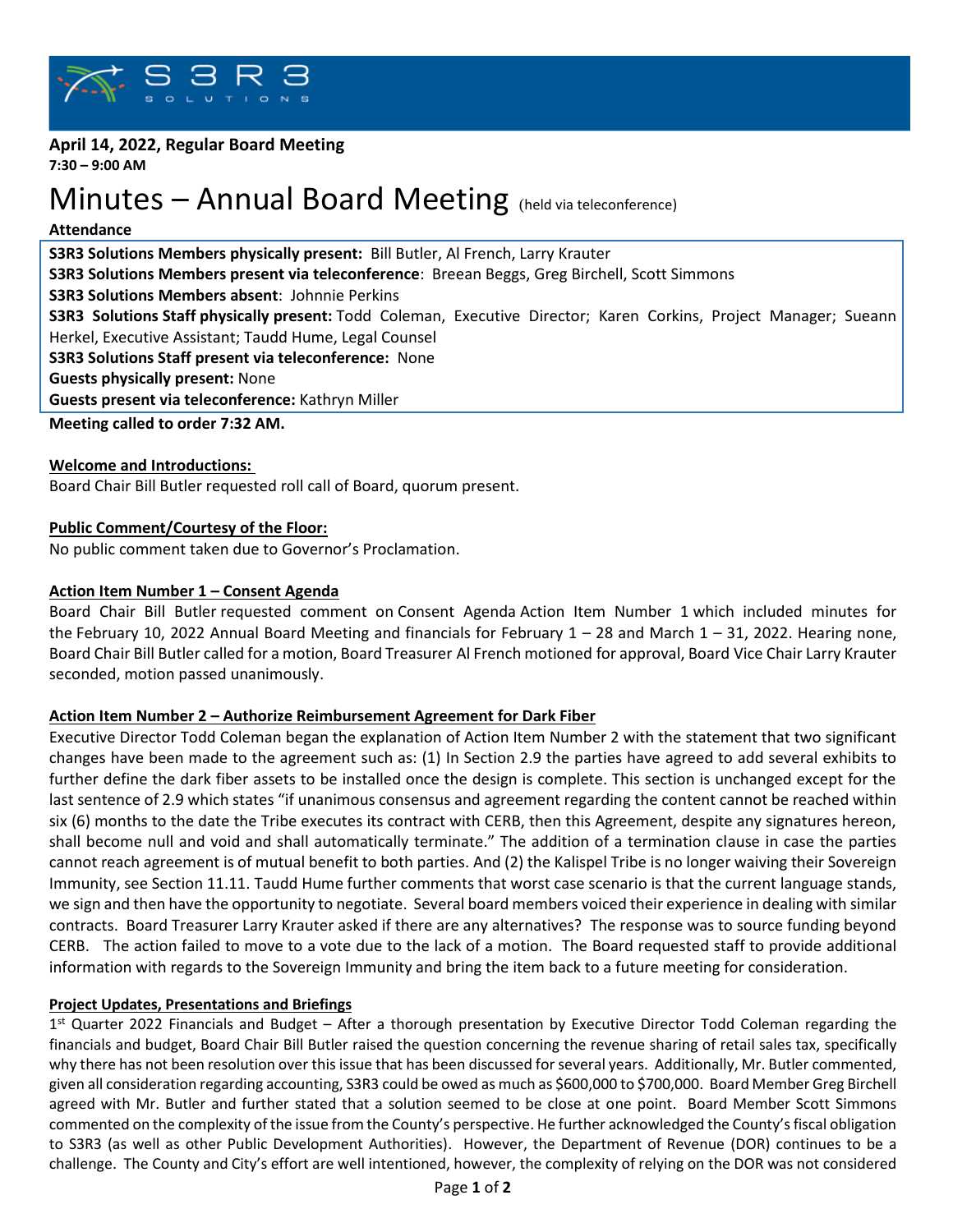**April 14, 2022, Regular Board Meeting**
**7:30 – 9:00 AM**

# Minutes – Annual Board Meeting (held via teleconference)

**Attendance**

**S3R3 Solutions Members physically present:** Bill Butler, Al French, Larry Krauter
**S3R3 Solutions Members present via teleconference**: Breean Beggs, Greg Birchell, Scott Simmons
**S3R3 Solutions Members absent**: Johnnie Perkins
**S3R3 Solutions Staff physically present:** Todd Coleman, Executive Director; Karen Corkins, Project Manager; Sueann Herkel, Executive Assistant; Taudd Hume, Legal Counsel
**S3R3 Solutions Staff present via teleconference:** None
**Guests physically present:** None
**Guests present via teleconference:** Kathryn Miller

**Meeting called to order 7:32 AM.**

**Welcome and Introductions:**
Board Chair Bill Butler requested roll call of Board, quorum present.

**Public Comment/Courtesy of the Floor:**
No public comment taken due to Governor's Proclamation.

**Action Item Number 1 – Consent Agenda**
Board Chair Bill Butler requested comment on Consent Agenda Action Item Number 1 which included minutes for the February 10, 2022 Annual Board Meeting and financials for February 1 – 28 and March 1 – 31, 2022. Hearing none, Board Chair Bill Butler called for a motion, Board Treasurer Al French motioned for approval, Board Vice Chair Larry Krauter seconded, motion passed unanimously.

**Action Item Number 2 – Authorize Reimbursement Agreement for Dark Fiber**
Executive Director Todd Coleman began the explanation of Action Item Number 2 with the statement that two significant changes have been made to the agreement such as: (1) In Section 2.9 the parties have agreed to add several exhibits to further define the dark fiber assets to be installed once the design is complete. This section is unchanged except for the last sentence of 2.9 which states "if unanimous consensus and agreement regarding the content cannot be reached within six (6) months to the date the Tribe executes its contract with CERB, then this Agreement, despite any signatures hereon, shall become null and void and shall automatically terminate." The addition of a termination clause in case the parties cannot reach agreement is of mutual benefit to both parties. And (2) the Kalispel Tribe is no longer waiving their Sovereign Immunity, see Section 11.11. Taudd Hume further comments that worst case scenario is that the current language stands, we sign and then have the opportunity to negotiate. Several board members voiced their experience in dealing with similar contracts. Board Treasurer Larry Krauter asked if there are any alternatives? The response was to source funding beyond CERB. The action failed to move to a vote due to the lack of a motion. The Board requested staff to provide additional information with regards to the Sovereign Immunity and bring the item back to a future meeting for consideration.

**Project Updates, Presentations and Briefings**
1st Quarter 2022 Financials and Budget – After a thorough presentation by Executive Director Todd Coleman regarding the financials and budget, Board Chair Bill Butler raised the question concerning the revenue sharing of retail sales tax, specifically why there has not been resolution over this issue that has been discussed for several years. Additionally, Mr. Butler commented, given all consideration regarding accounting, S3R3 could be owed as much as $600,000 to $700,000. Board Member Greg Birchell agreed with Mr. Butler and further stated that a solution seemed to be close at one point. Board Member Scott Simmons commented on the complexity of the issue from the County's perspective. He further acknowledged the County's fiscal obligation to S3R3 (as well as other Public Development Authorities). However, the Department of Revenue (DOR) continues to be a challenge. The County and City's effort are well intentioned, however, the complexity of relying on the DOR was not considered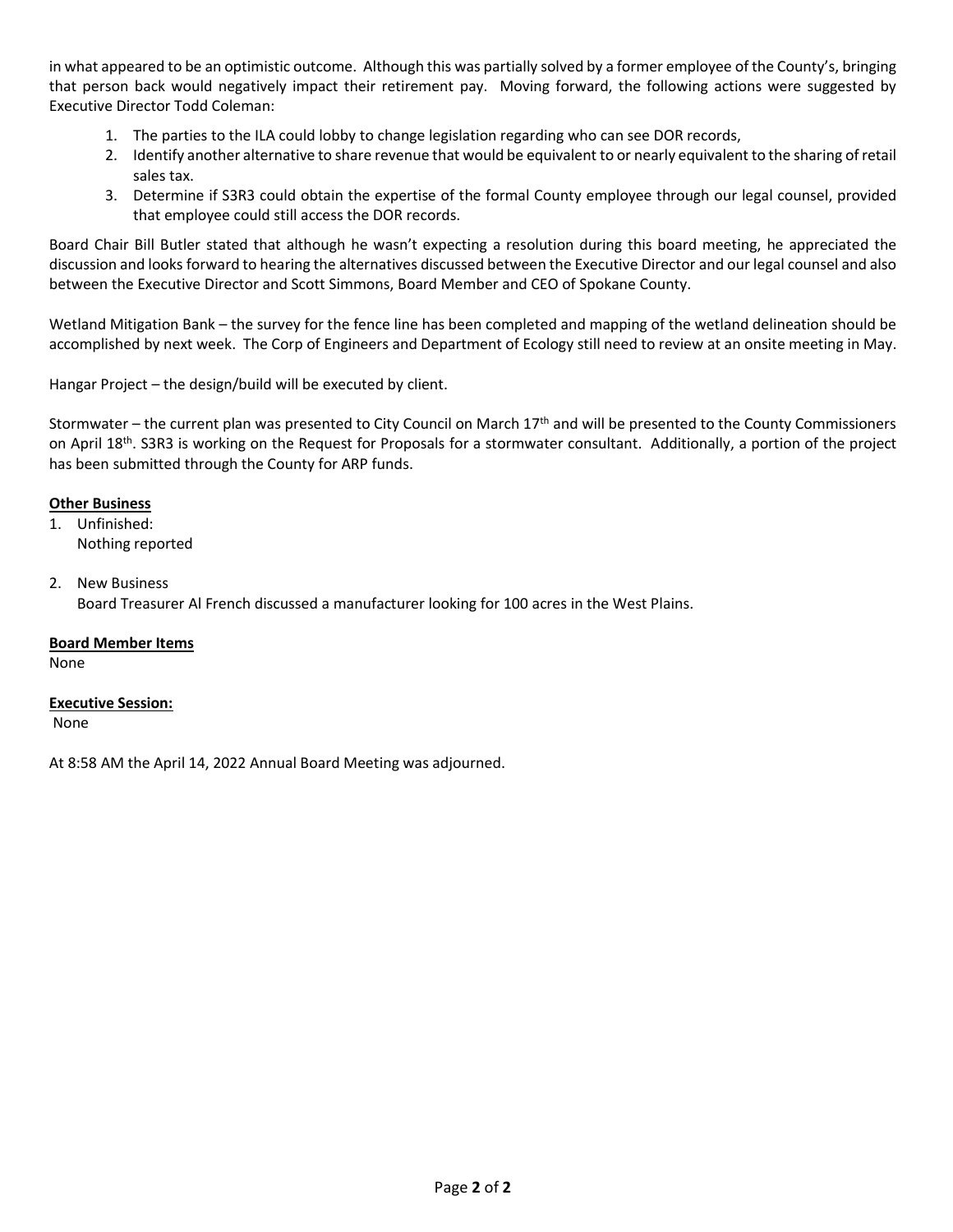in what appeared to be an optimistic outcome. Although this was partially solved by a former employee of the County's, bringing that person back would negatively impact their retirement pay. Moving forward, the following actions were suggested by Executive Director Todd Coleman:

1. The parties to the ILA could lobby to change legislation regarding who can see DOR records,
2. Identify another alternative to share revenue that would be equivalent to or nearly equivalent to the sharing of retail sales tax.
3. Determine if S3R3 could obtain the expertise of the formal County employee through our legal counsel, provided that employee could still access the DOR records.

Board Chair Bill Butler stated that although he wasn't expecting a resolution during this board meeting, he appreciated the discussion and looks forward to hearing the alternatives discussed between the Executive Director and our legal counsel and also between the Executive Director and Scott Simmons, Board Member and CEO of Spokane County.

Wetland Mitigation Bank – the survey for the fence line has been completed and mapping of the wetland delineation should be accomplished by next week. The Corp of Engineers and Department of Ecology still need to review at an onsite meeting in May.

Hangar Project – the design/build will be executed by client.

Stormwater – the current plan was presented to City Council on March 17th and will be presented to the County Commissioners on April 18th. S3R3 is working on the Request for Proposals for a stormwater consultant. Additionally, a portion of the project has been submitted through the County for ARP funds.

**Other Business**

1. Unfinished:
   Nothing reported

2. New Business
   Board Treasurer Al French discussed a manufacturer looking for 100 acres in the West Plains.

**Board Member Items**

None

**Executive Session:**

None

At 8:58 AM the April 14, 2022 Annual Board Meeting was adjourned.